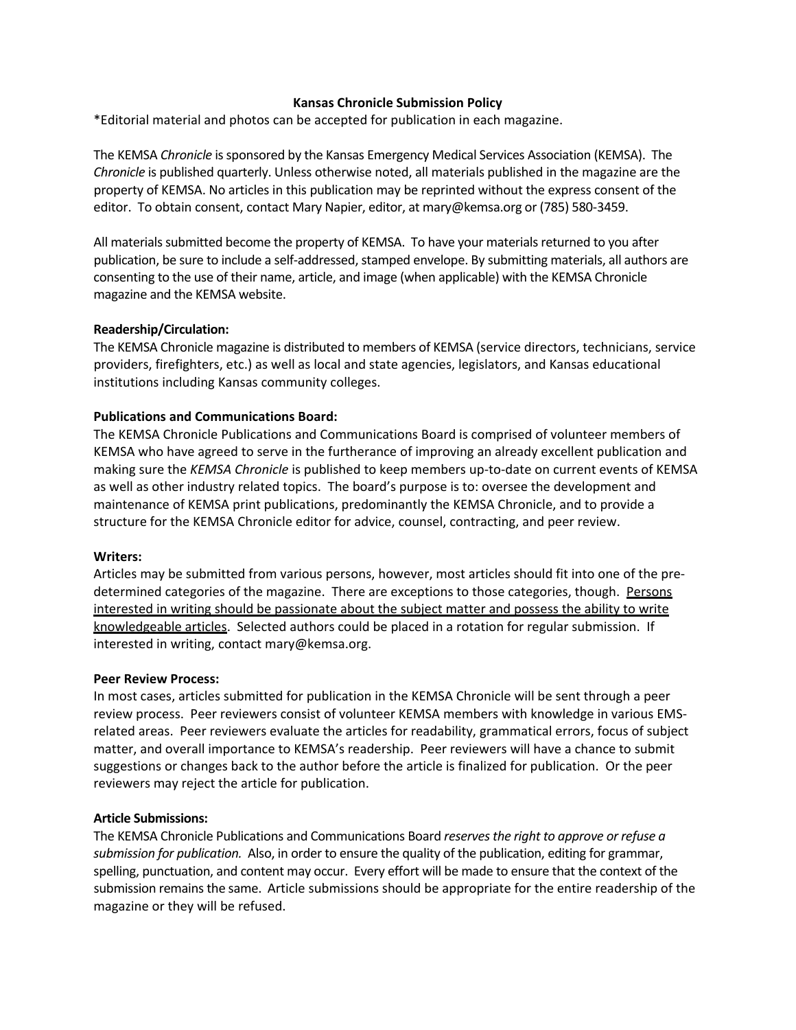# Kansas Chronicle Submission Policy

*Editorial material and photos can be accepted for publication in each magazine.

The KEMSA *Chronicle* is sponsored by the Kansas Emergency Medical Services Association (KEMSA). The *Chronicle* is published quarterly. Unless otherwise noted, all materials published in the magazine are the property of KEMSA. No articles in this publication may be reprinted without the express consent of the editor. To obtain consent, contact Mary Napier, editor, at mary@kemsa.org or (785) 580-3459.

All materials submitted become the property of KEMSA. To have your materials returned to you after publication, be sure to include a self-addressed, stamped envelope. By submitting materials, all authors are consenting to the use of their name, article, and image (when applicable) with the KEMSA Chronicle magazine and the KEMSA website.

**Readership/Circulation:**

The KEMSA Chronicle magazine is distributed to members of KEMSA (service directors, technicians, service providers, firefighters, etc.) as well as local and state agencies, legislators, and Kansas educational institutions including Kansas community colleges.

**Publications and Communications Board:**

The KEMSA Chronicle Publications and Communications Board is comprised of volunteer members of KEMSA who have agreed to serve in the furtherance of improving an already excellent publication and making sure the *KEMSA Chronicle* is published to keep members up-to-date on current events of KEMSA as well as other industry related topics. The board's purpose is to: oversee the development and maintenance of KEMSA print publications, predominantly the KEMSA Chronicle, and to provide a structure for the KEMSA Chronicle editor for advice, counsel, contracting, and peer review.

**Writers:**

Articles may be submitted from various persons, however, most articles should fit into one of the pre-determined categories of the magazine. There are exceptions to those categories, though. <u>Persons interested in writing should be passionate about the subject matter and possess the ability to write knowledgeable articles</u>. Selected authors could be placed in a rotation for regular submission. If interested in writing, contact mary@kemsa.org.

**Peer Review Process:**

In most cases, articles submitted for publication in the KEMSA Chronicle will be sent through a peer review process. Peer reviewers consist of volunteer KEMSA members with knowledge in various EMS-related areas. Peer reviewers evaluate the articles for readability, grammatical errors, focus of subject matter, and overall importance to KEMSA's readership. Peer reviewers will have a chance to submit suggestions or changes back to the author before the article is finalized for publication. Or the peer reviewers may reject the article for publication.

**Article Submissions:**

The KEMSA Chronicle Publications and Communications Board *reserves the right to approve or refuse a submission for publication.* Also, in order to ensure the quality of the publication, editing for grammar, spelling, punctuation, and content may occur. Every effort will be made to ensure that the context of the submission remains the same. Article submissions should be appropriate for the entire readership of the magazine or they will be refused.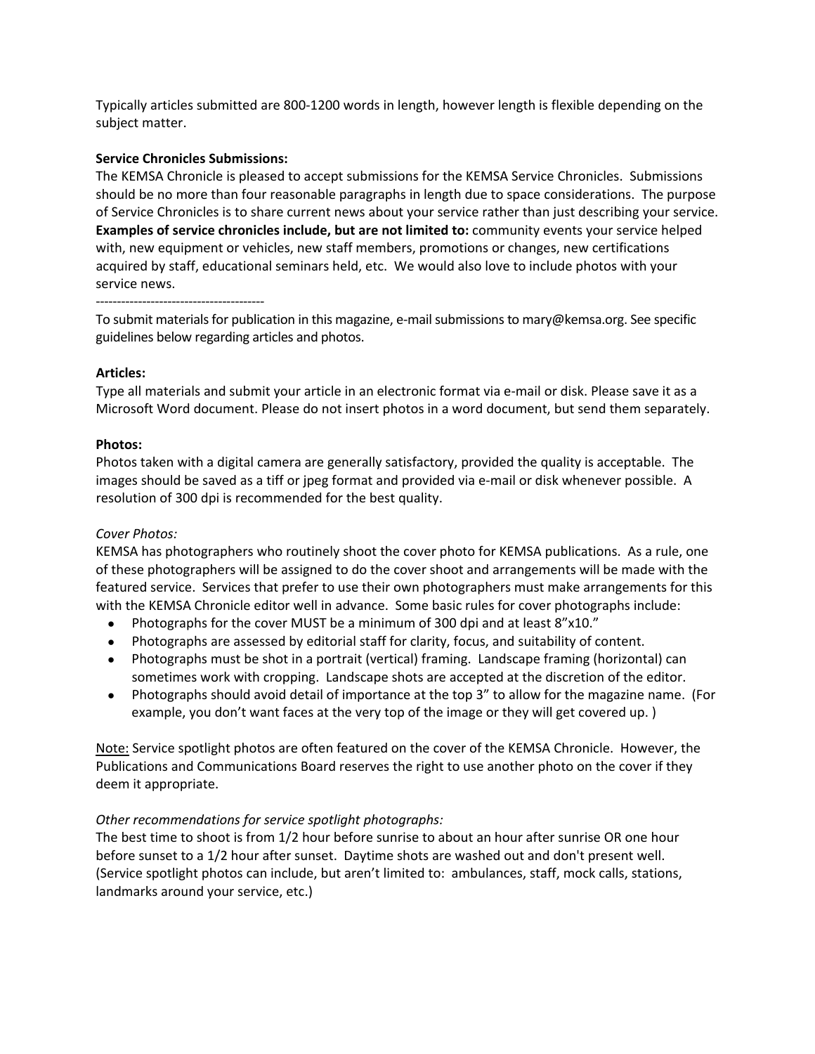Typically articles submitted are 800-1200 words in length, however length is flexible depending on the subject matter.

**Service Chronicles Submissions:**
The KEMSA Chronicle is pleased to accept submissions for the KEMSA Service Chronicles. Submissions should be no more than four reasonable paragraphs in length due to space considerations. The purpose of Service Chronicles is to share current news about your service rather than just describing your service. **Examples of service chronicles include, but are not limited to:** community events your service helped with, new equipment or vehicles, new staff members, promotions or changes, new certifications acquired by staff, educational seminars held, etc. We would also love to include photos with your service news.

----------------------------------------

To submit materials for publication in this magazine, e-mail submissions to mary@kemsa.org. See specific guidelines below regarding articles and photos.

**Articles:**
Type all materials and submit your article in an electronic format via e-mail or disk. Please save it as a Microsoft Word document. Please do not insert photos in a word document, but send them separately.

**Photos:**
Photos taken with a digital camera are generally satisfactory, provided the quality is acceptable. The images should be saved as a tiff or jpeg format and provided via e-mail or disk whenever possible. A resolution of 300 dpi is recommended for the best quality.

*Cover Photos:*
KEMSA has photographers who routinely shoot the cover photo for KEMSA publications. As a rule, one of these photographers will be assigned to do the cover shoot and arrangements will be made with the featured service. Services that prefer to use their own photographers must make arrangements for this with the KEMSA Chronicle editor well in advance. Some basic rules for cover photographs include:

- Photographs for the cover MUST be a minimum of 300 dpi and at least 8"x10."
- Photographs are assessed by editorial staff for clarity, focus, and suitability of content.
- Photographs must be shot in a portrait (vertical) framing. Landscape framing (horizontal) can sometimes work with cropping. Landscape shots are accepted at the discretion of the editor.
- Photographs should avoid detail of importance at the top 3" to allow for the magazine name. (For example, you don't want faces at the very top of the image or they will get covered up. )

<u>Note:</u> Service spotlight photos are often featured on the cover of the KEMSA Chronicle. However, the Publications and Communications Board reserves the right to use another photo on the cover if they deem it appropriate.

*Other recommendations for service spotlight photographs:*
The best time to shoot is from 1/2 hour before sunrise to about an hour after sunrise OR one hour before sunset to a 1/2 hour after sunset. Daytime shots are washed out and don't present well. (Service spotlight photos can include, but aren't limited to: ambulances, staff, mock calls, stations, landmarks around your service, etc.)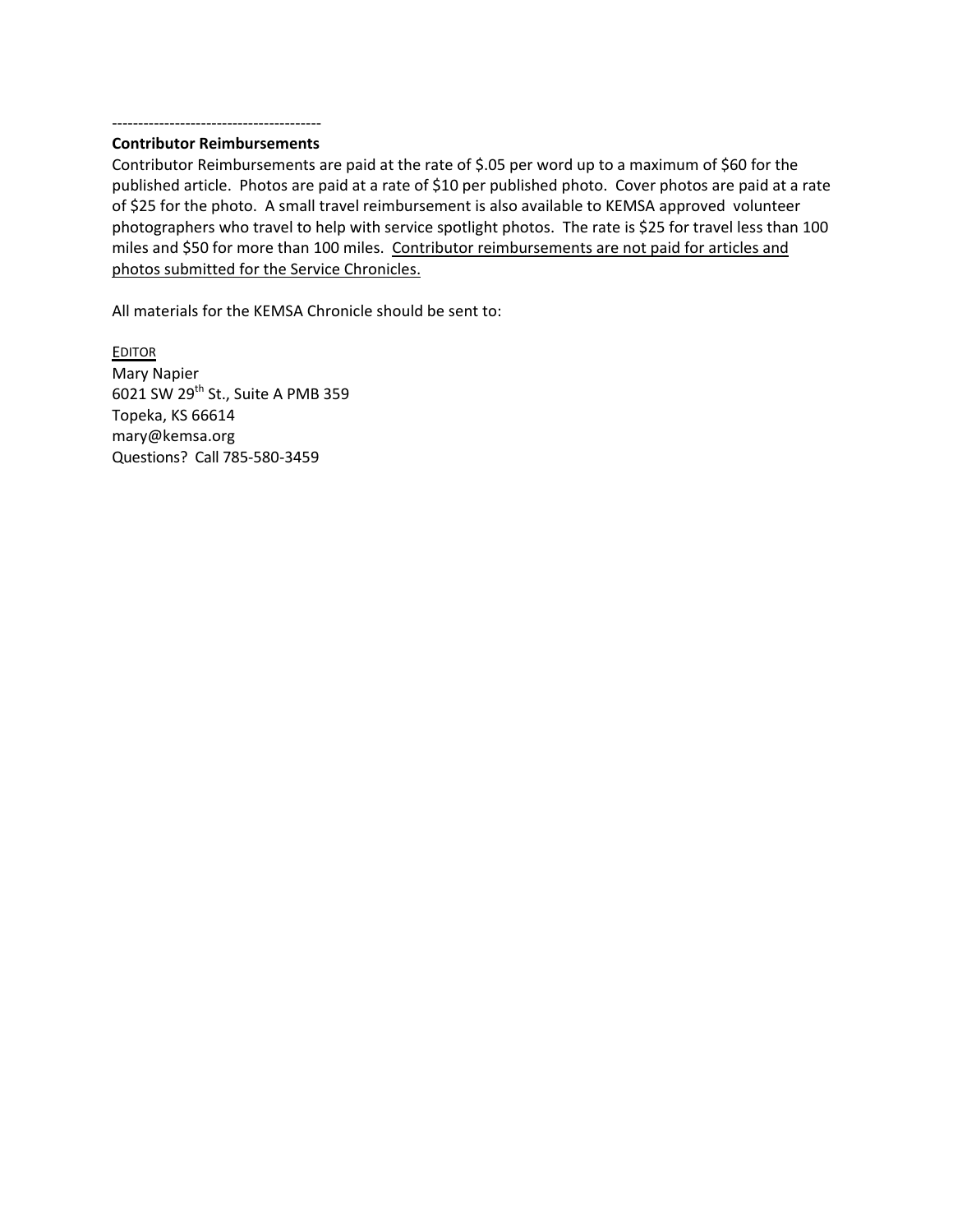----------------------------------------

**Contributor Reimbursements**

Contributor Reimbursements are paid at the rate of $.05 per word up to a maximum of $60 for the published article. Photos are paid at a rate of $10 per published photo. Cover photos are paid at a rate of $25 for the photo. A small travel reimbursement is also available to KEMSA approved volunteer photographers who travel to help with service spotlight photos. The rate is $25 for travel less than 100 miles and $50 for more than 100 miles. <u>Contributor reimbursements are not paid for articles and photos submitted for the Service Chronicles.</u>

All materials for the KEMSA Chronicle should be sent to:

<u>EDITOR</u>
Mary Napier
6021 SW 29th St., Suite A PMB 359
Topeka, KS 66614
mary@kemsa.org
Questions? Call 785-580-3459